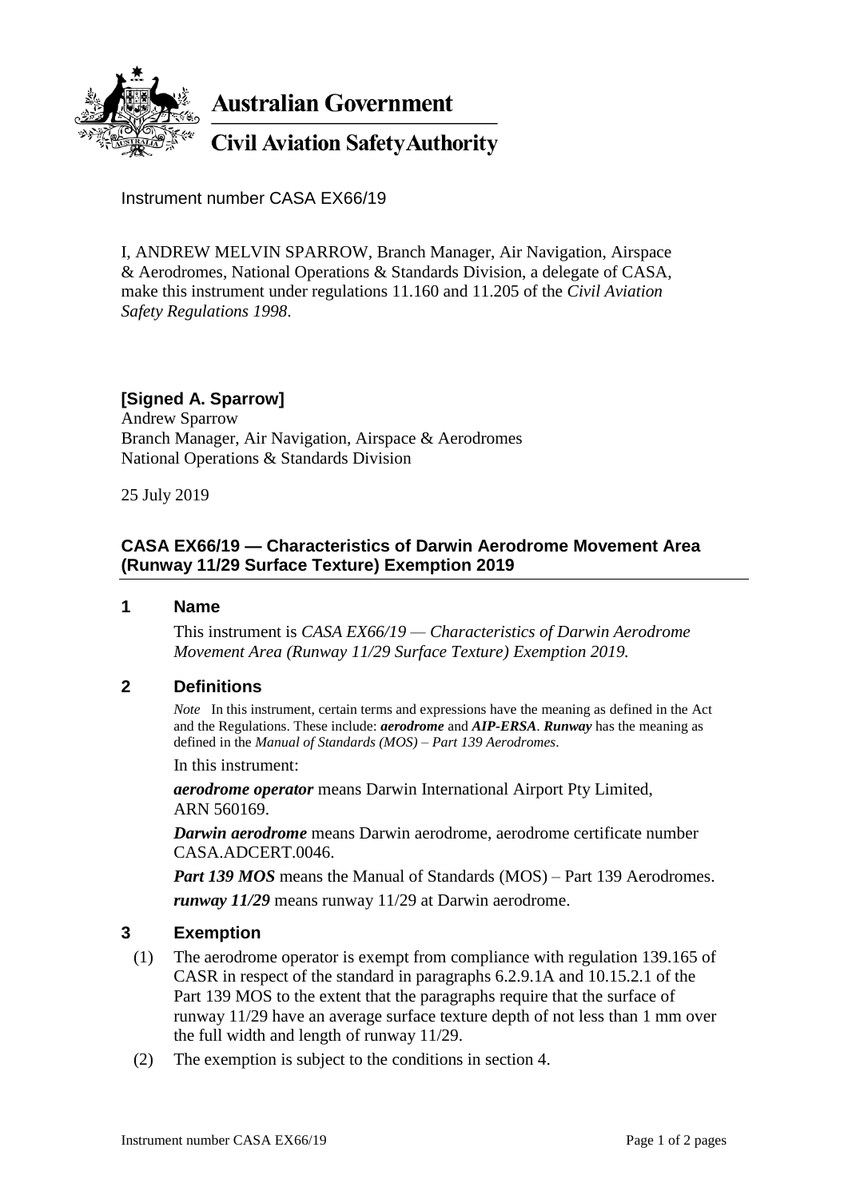**Australian Government**

**Civil Aviation Safety Authority**

Instrument number CASA EX66/19

I, ANDREW MELVIN SPARROW, Branch Manager, Air Navigation, Airspace & Aerodromes, National Operations & Standards Division, a delegate of CASA, make this instrument under regulations 11.160 and 11.205 of the *Civil Aviation Safety Regulations 1998*.

**[Signed A. Sparrow]**
Andrew Sparrow
Branch Manager, Air Navigation, Airspace & Aerodromes
National Operations & Standards Division

25 July 2019

## CASA EX66/19 — Characteristics of Darwin Aerodrome Movement Area (Runway 11/29 Surface Texture) Exemption 2019

### 1 Name

This instrument is *CASA EX66/19 — Characteristics of Darwin Aerodrome Movement Area (Runway 11/29 Surface Texture) Exemption 2019.*

### 2 Definitions

*Note* In this instrument, certain terms and expressions have the meaning as defined in the Act and the Regulations. These include: ***aerodrome*** and ***AIP-ERSA***. ***Runway*** has the meaning as defined in the *Manual of Standards (MOS) – Part 139 Aerodromes*.

In this instrument:

***aerodrome operator*** means Darwin International Airport Pty Limited, ARN 560169.

***Darwin aerodrome*** means Darwin aerodrome, aerodrome certificate number CASA.ADCERT.0046.

***Part 139 MOS*** means the Manual of Standards (MOS) – Part 139 Aerodromes.

***runway 11/29*** means runway 11/29 at Darwin aerodrome.

### 3 Exemption

(1) The aerodrome operator is exempt from compliance with regulation 139.165 of CASR in respect of the standard in paragraphs 6.2.9.1A and 10.15.2.1 of the Part 139 MOS to the extent that the paragraphs require that the surface of runway 11/29 have an average surface texture depth of not less than 1 mm over the full width and length of runway 11/29.

(2) The exemption is subject to the conditions in section 4.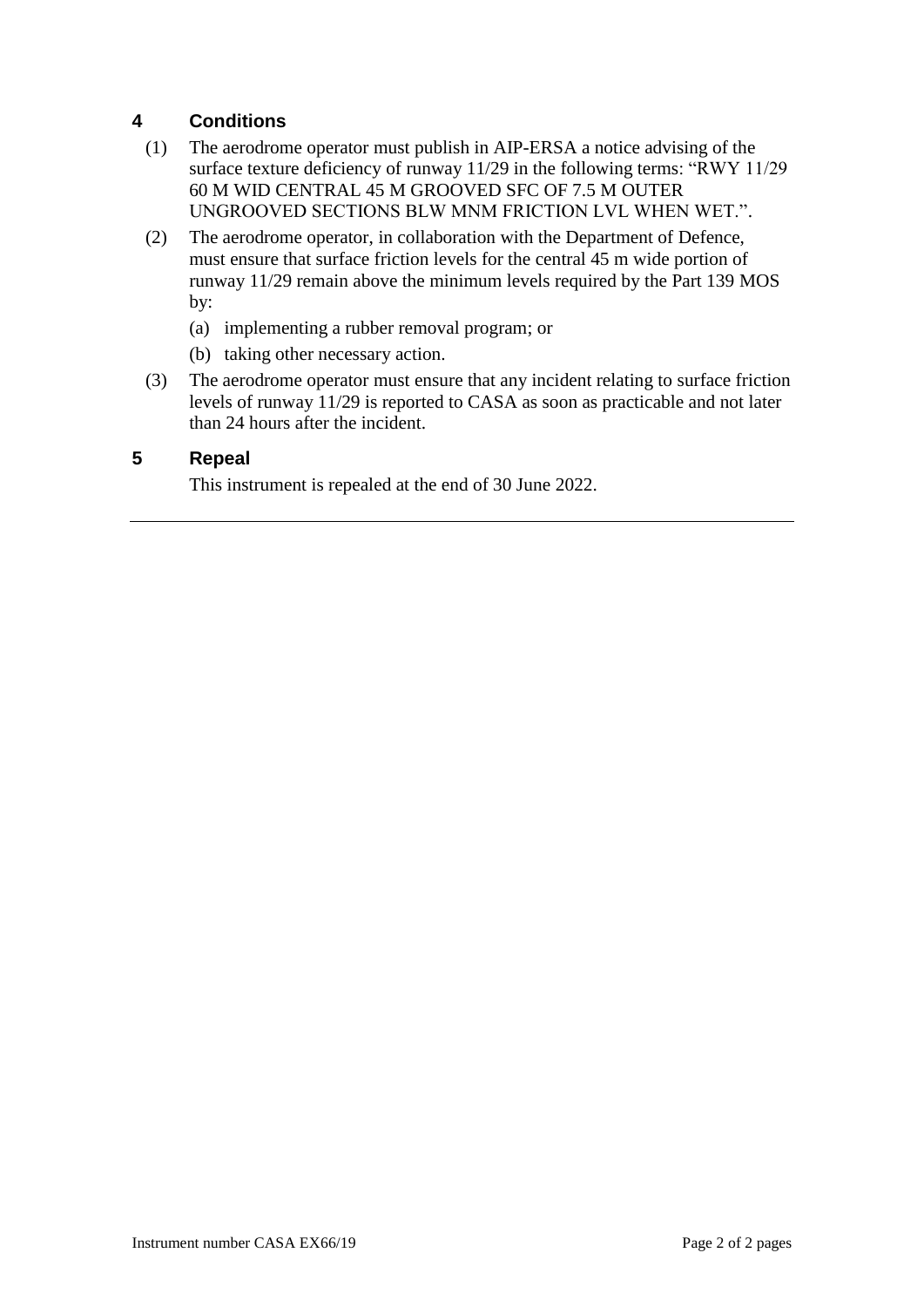## 4 Conditions

(1) The aerodrome operator must publish in AIP-ERSA a notice advising of the surface texture deficiency of runway 11/29 in the following terms: "RWY 11/29 60 M WID CENTRAL 45 M GROOVED SFC OF 7.5 M OUTER UNGROOVED SECTIONS BLW MNM FRICTION LVL WHEN WET.".

(2) The aerodrome operator, in collaboration with the Department of Defence, must ensure that surface friction levels for the central 45 m wide portion of runway 11/29 remain above the minimum levels required by the Part 139 MOS by:

(a) implementing a rubber removal program; or

(b) taking other necessary action.

(3) The aerodrome operator must ensure that any incident relating to surface friction levels of runway 11/29 is reported to CASA as soon as practicable and not later than 24 hours after the incident.

## 5 Repeal

This instrument is repealed at the end of 30 June 2022.